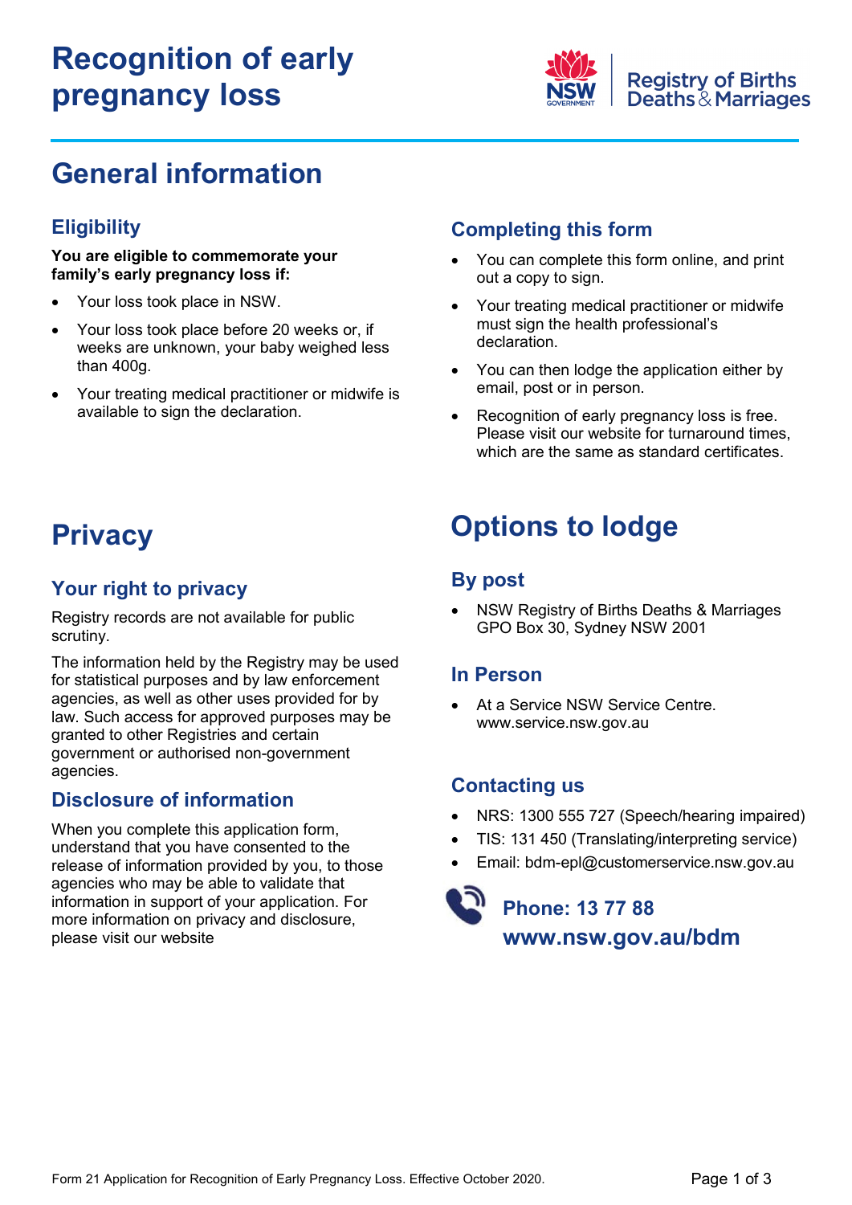# Recognition of early pregnancy loss

Registry of Births Deaths & Marriages

## General information

### Eligibility

**You are eligible to commemorate your family's early pregnancy loss if:**

- Your loss took place in NSW.
- Your loss took place before 20 weeks or, if weeks are unknown, your baby weighed less than 400g.
- Your treating medical practitioner or midwife is available to sign the declaration.

### Completing this form

- You can complete this form online, and print out a copy to sign.
- Your treating medical practitioner or midwife must sign the health professional's declaration.
- You can then lodge the application either by email, post or in person.
- Recognition of early pregnancy loss is free. Please visit our website for turnaround times, which are the same as standard certificates.

## Privacy

### Your right to privacy

Registry records are not available for public scrutiny.

The information held by the Registry may be used for statistical purposes and by law enforcement agencies, as well as other uses provided for by law. Such access for approved purposes may be granted to other Registries and certain government or authorised non-government agencies.

### Disclosure of information

When you complete this application form, understand that you have consented to the release of information provided by you, to those agencies who may be able to validate that information in support of your application. For more information on privacy and disclosure, please visit our website

## Options to lodge

### By post

- NSW Registry of Births Deaths & Marriages
  GPO Box 30, Sydney NSW 2001

### In Person

- At a Service NSW Service Centre.
  www.service.nsw.gov.au

### Contacting us

- NRS: 1300 555 727 (Speech/hearing impaired)
- TIS: 131 450 (Translating/interpreting service)
- Email: bdm-epl@customerservice.nsw.gov.au

**Phone: 13 77 88**

**www.nsw.gov.au/bdm**

Form 21 Application for Recognition of Early Pregnancy Loss. Effective October 2020.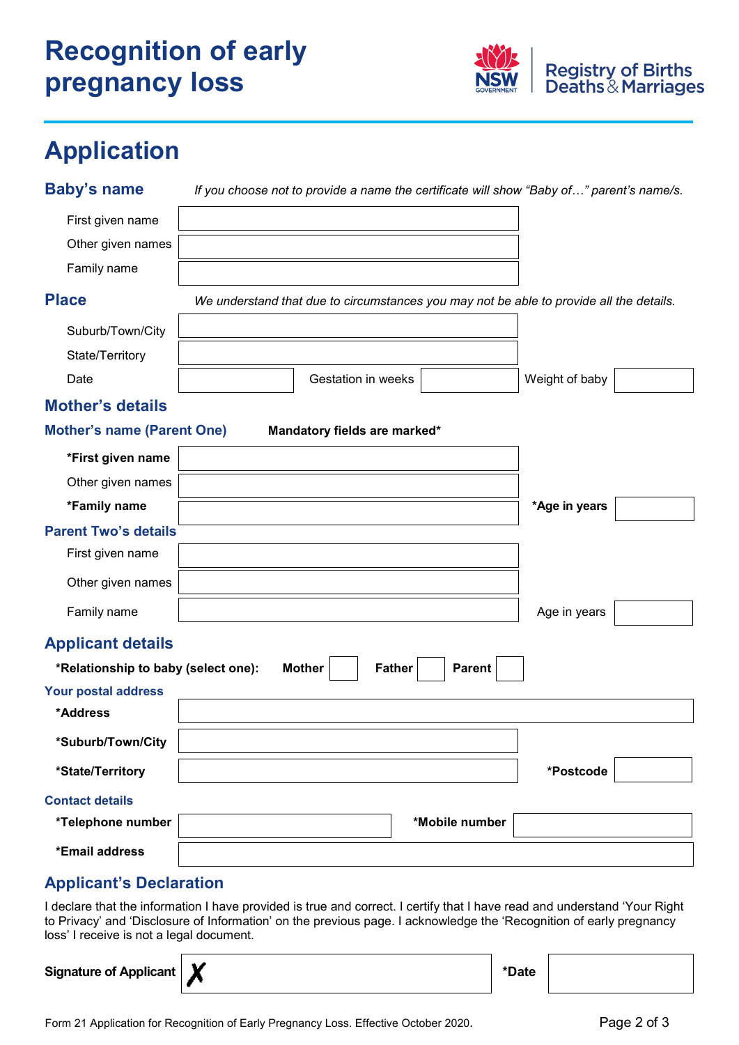# Recognition of early pregnancy loss

## Application

### Baby's name

*If you choose not to provide a name the certificate will show "Baby of…" parent's name/s.*

First given name

Other given names

Family name

### Place

*We understand that due to circumstances you may not be able to provide all the details.*

Suburb/Town/City

State/Territory

Date | Gestation in weeks | Weight of baby

### Mother's details

#### Mother's name (Parent One)

**Mandatory fields are marked***

***First given name**

Other given names

***Family name** | ***Age in years**

#### Parent Two's details

First given name

Other given names

Family name | Age in years

### Applicant details

***Relationship to baby (select one):** **Mother** ☐ **Father** ☐ **Parent** ☐

#### Your postal address

***Address**

***Suburb/Town/City**

***State/Territory** | ***Postcode**

#### Contact details

***Telephone number** | ***Mobile number**

***Email address**

### Applicant's Declaration

I declare that the information I have provided is true and correct. I certify that I have read and understand 'Your Right to Privacy' and 'Disclosure of Information' on the previous page. I acknowledge the 'Recognition of early pregnancy loss' I receive is not a legal document.

**Signature of Applicant** ✗ | ***Date**

Form 21 Application for Recognition of Early Pregnancy Loss. Effective October 2020.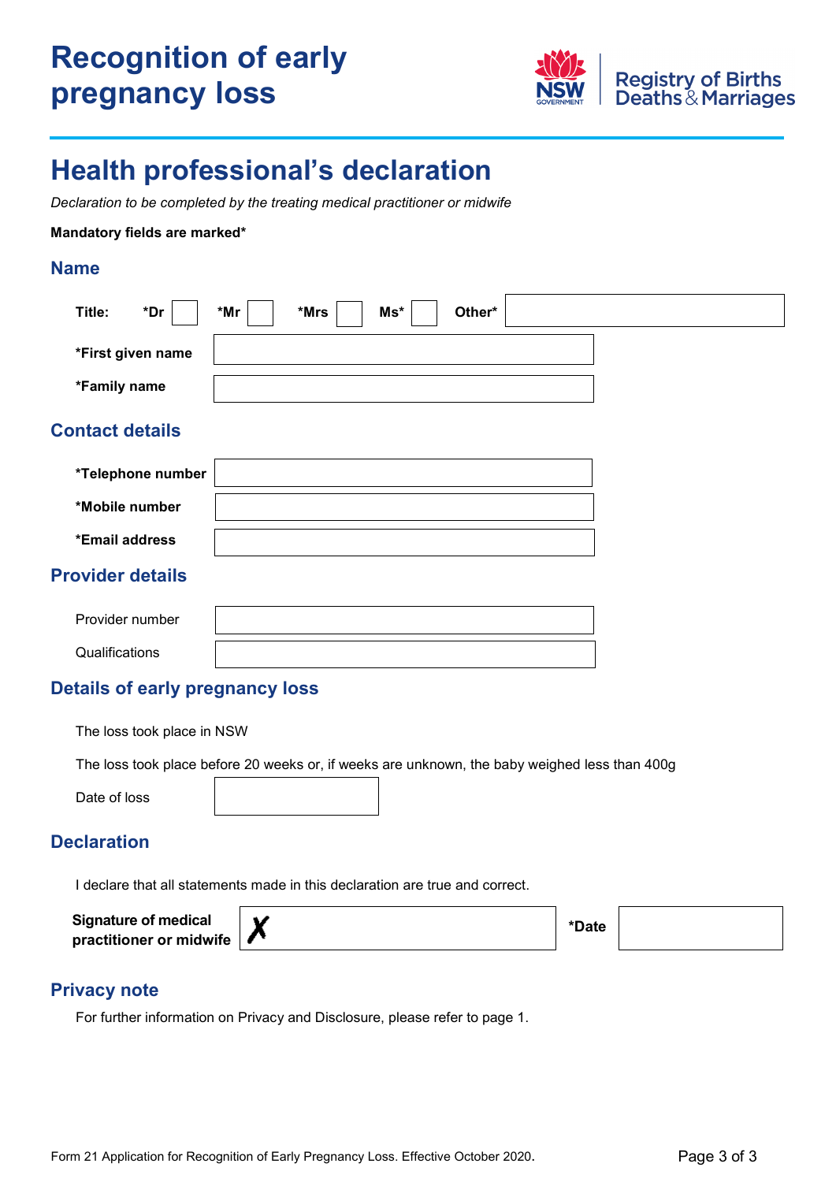# Recognition of early pregnancy loss

Registry of Births Deaths & Marriages

## Health professional's declaration

*Declaration to be completed by the treating medical practitioner or midwife*

**Mandatory fields are marked***

### Name

| | |
|---|---|
| **Title:** | ***Dr** ☐ ***Mr** ☐ ***Mrs** ☐ **Ms*** ☐ **Other*** |
| ***First given name** | |
| ***Family name** | |

### Contact details

| | |
|---|---|
| ***Telephone number** | |
| ***Mobile number** | |
| ***Email address** | |

### Provider details

| | |
|---|---|
| Provider number | |
| Qualifications | |

### Details of early pregnancy loss

The loss took place in NSW

The loss took place before 20 weeks or, if weeks are unknown, the baby weighed less than 400g

| | |
|---|---|
| Date of loss | |

### Declaration

I declare that all statements made in this declaration are true and correct.

| | | | |
|---|---|---|---|
| **Signature of medical practitioner or midwife** | ✗ | ***Date** | |

### Privacy note

For further information on Privacy and Disclosure, please refer to page 1.

Form 21 Application for Recognition of Early Pregnancy Loss. Effective October 2020.